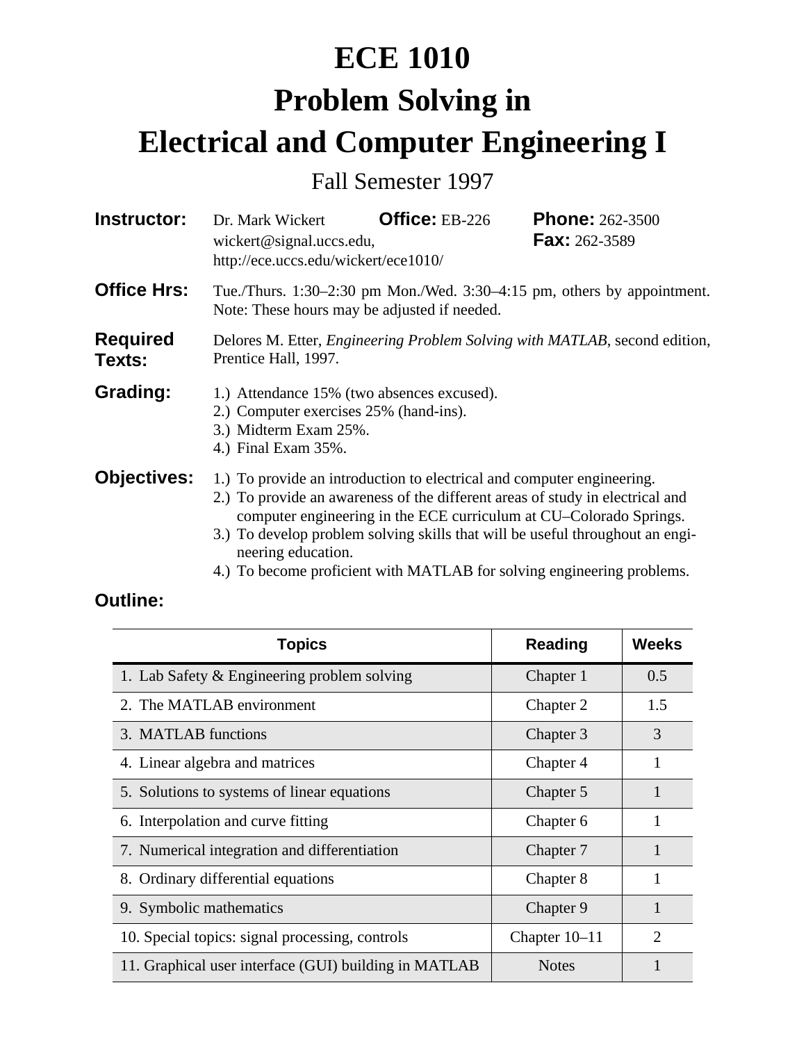# ECE 1010

# Problem Solving in Electrical and Computer Engineering I

Fall Semester 1997

**Instructor:** Dr. Mark Wickert **Office:** EB-226 **Phone:** 262-3500
wickert@signal.uccs.edu, **Fax:** 262-3589
http://ece.uccs.edu/wickert/ece1010/

**Office Hrs:** Tue./Thurs. 1:30–2:30 pm Mon./Wed. 3:30–4:15 pm, others by appointment. Note: These hours may be adjusted if needed.

**Required Texts:** Delores M. Etter, *Engineering Problem Solving with MATLAB*, second edition, Prentice Hall, 1997.

**Grading:**

1.) Attendance 15% (two absences excused).
2.) Computer exercises 25% (hand-ins).
3.) Midterm Exam 25%.
4.) Final Exam 35%.

**Objectives:**

1.) To provide an introduction to electrical and computer engineering.
2.) To provide an awareness of the different areas of study in electrical and computer engineering in the ECE curriculum at CU–Colorado Springs.
3.) To develop problem solving skills that will be useful throughout an engineering education.
4.) To become proficient with MATLAB for solving engineering problems.

**Outline:**

| Topics | Reading | Weeks |
|---|---|---|
| 1. Lab Safety & Engineering problem solving | Chapter 1 | 0.5 |
| 2. The MATLAB environment | Chapter 2 | 1.5 |
| 3. MATLAB functions | Chapter 3 | 3 |
| 4. Linear algebra and matrices | Chapter 4 | 1 |
| 5. Solutions to systems of linear equations | Chapter 5 | 1 |
| 6. Interpolation and curve fitting | Chapter 6 | 1 |
| 7. Numerical integration and differentiation | Chapter 7 | 1 |
| 8. Ordinary differential equations | Chapter 8 | 1 |
| 9. Symbolic mathematics | Chapter 9 | 1 |
| 10. Special topics: signal processing, controls | Chapter 10–11 | 2 |
| 11. Graphical user interface (GUI) building in MATLAB | Notes | 1 |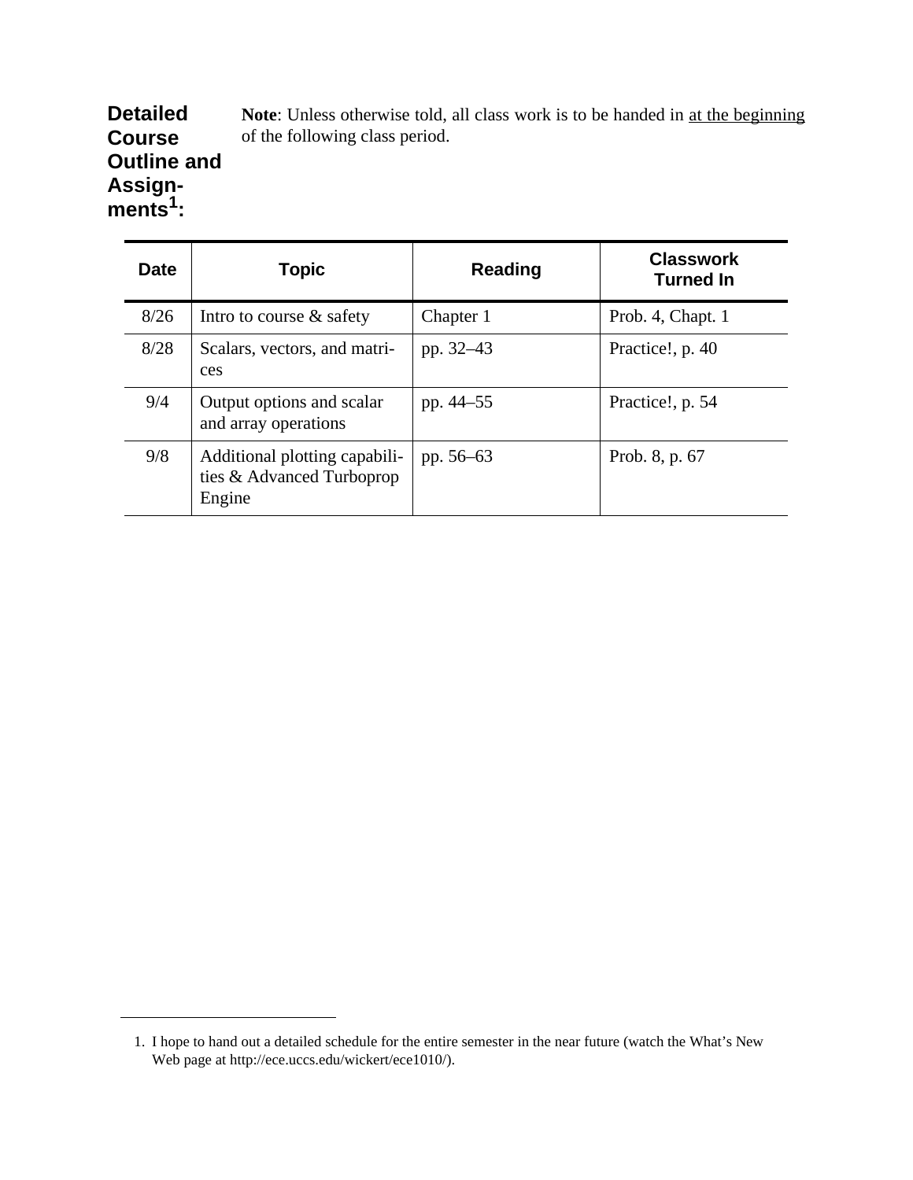## Detailed Course Outline and Assignments[1]:

**Note**: Unless otherwise told, all class work is to be handed in at the beginning of the following class period.

| Date | Topic | Reading | Classwork Turned In |
|---|---|---|---|
| 8/26 | Intro to course & safety | Chapter 1 | Prob. 4, Chapt. 1 |
| 8/28 | Scalars, vectors, and matrices | pp. 32–43 | Practice!, p. 40 |
| 9/4 | Output options and scalar and array operations | pp. 44–55 | Practice!, p. 54 |
| 9/8 | Additional plotting capabilities & Advanced Turboprop Engine | pp. 56–63 | Prob. 8, p. 67 |

1. I hope to hand out a detailed schedule for the entire semester in the near future (watch the What's New Web page at http://ece.uccs.edu/wickert/ece1010/).